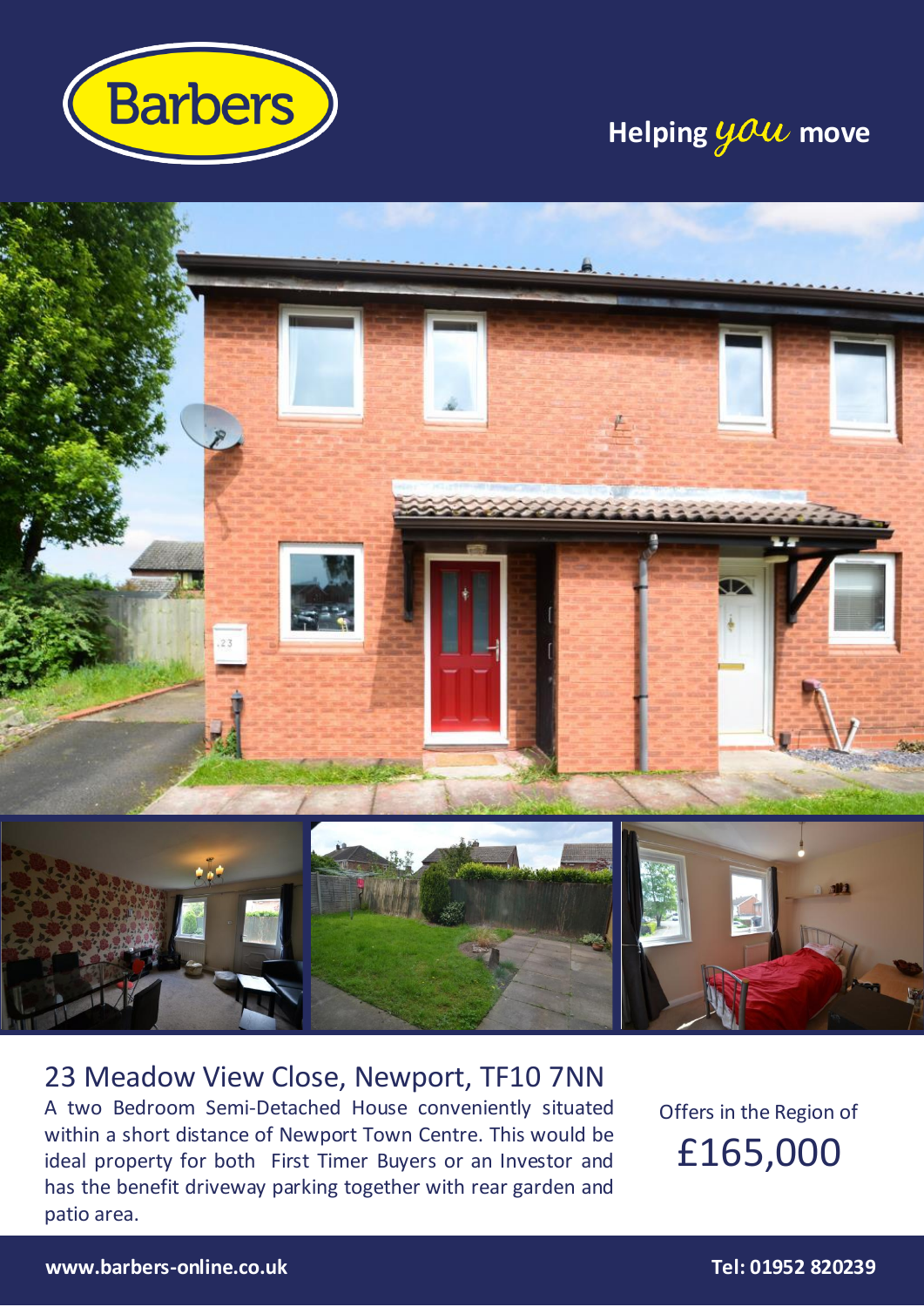Barbers

Helping *you* move

# 23 Meadow View Close, Newport, TF10 7NN

A two Bedroom Semi-Detached House conveniently situated within a short distance of Newport Town Centre. This would be ideal property for both First Timer Buyers or an Investor and has the benefit driveway parking together with rear garden and patio area.

Offers in the Region of

## £165,000

**www.barbers-online.co.uk**

**Tel: 01952 820239**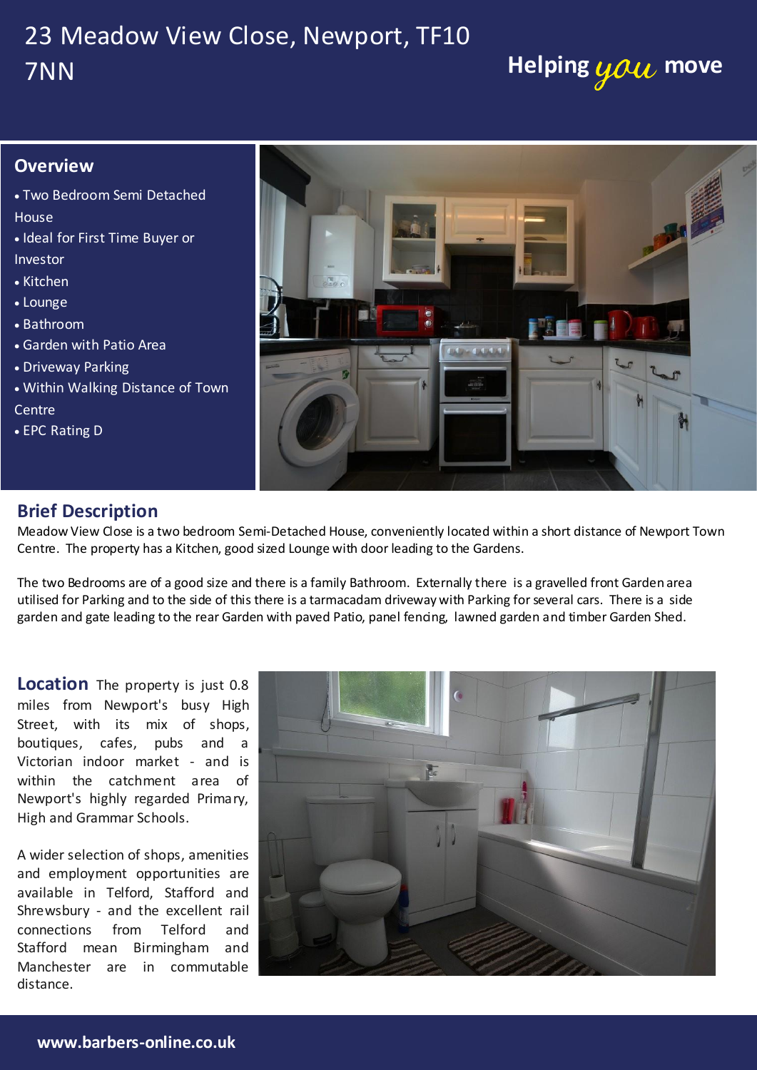# 23 Meadow View Close, Newport, TF10 7NN

Helping *you* move

## Overview

- Two Bedroom Semi Detached House
- Ideal for First Time Buyer or Investor
- Kitchen
- Lounge
- Bathroom
- Garden with Patio Area
- Driveway Parking
- Within Walking Distance of Town Centre
- EPC Rating D

## Brief Description

Meadow View Close is a two bedroom Semi-Detached House, conveniently located within a short distance of Newport Town Centre. The property has a Kitchen, good sized Lounge with door leading to the Gardens.

The two Bedrooms are of a good size and there is a family Bathroom. Externally there is a gravelled front Garden area utilised for Parking and to the side of this there is a tarmacadam driveway with Parking for several cars. There is a side garden and gate leading to the rear Garden with paved Patio, panel fencing, lawned garden and timber Garden Shed.

## Location

The property is just 0.8 miles from Newport's busy High Street, with its mix of shops, boutiques, cafes, pubs and a Victorian indoor market - and is within the catchment area of Newport's highly regarded Primary, High and Grammar Schools.

A wider selection of shops, amenities and employment opportunities are available in Telford, Stafford and Shrewsbury - and the excellent rail connections from Telford and Stafford mean Birmingham and Manchester are in commutable distance.

www.barbers-online.co.uk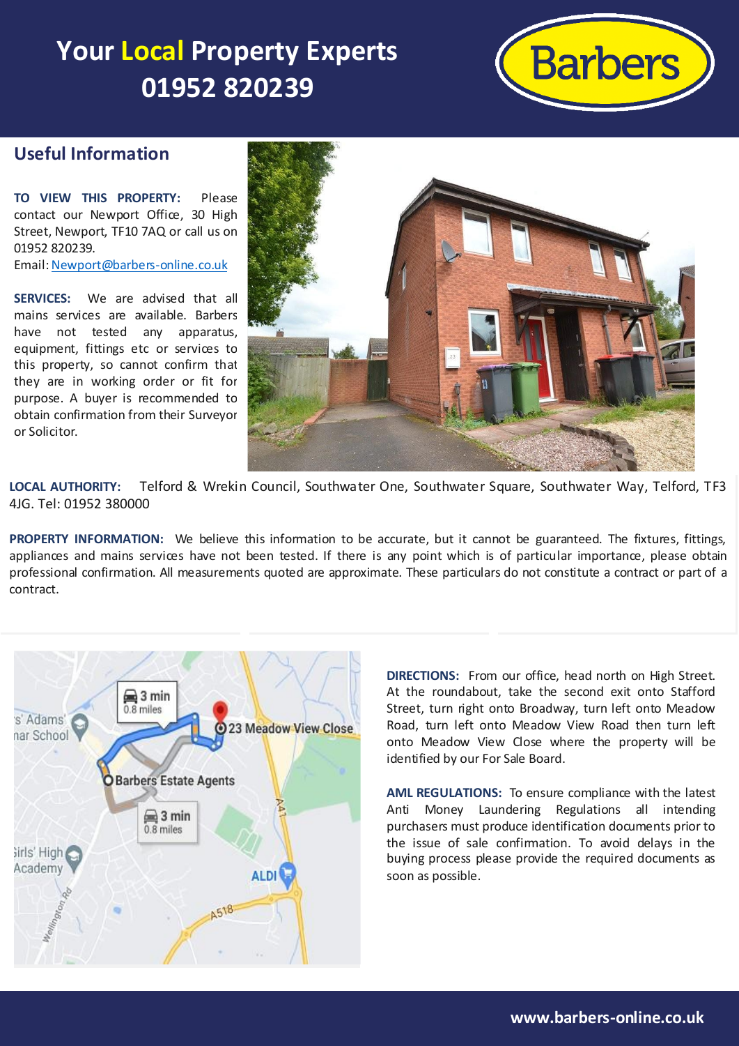# Your Local Property Experts 01952 820239

## Useful Information

**TO VIEW THIS PROPERTY:** Please contact our Newport Office, 30 High Street, Newport, TF10 7AQ or call us on 01952 820239.
Email: Newport@barbers-online.co.uk

**SERVICES:** We are advised that all mains services are available. Barbers have not tested any apparatus, equipment, fittings etc or services to this property, so cannot confirm that they are in working order or fit for purpose. A buyer is recommended to obtain confirmation from their Surveyor or Solicitor.

**LOCAL AUTHORITY:** Telford & Wrekin Council, Southwater One, Southwater Square, Southwater Way, Telford, TF3 4JG. Tel: 01952 380000

**PROPERTY INFORMATION:** We believe this information to be accurate, but it cannot be guaranteed. The fixtures, fittings, appliances and mains services have not been tested. If there is any point which is of particular importance, please obtain professional confirmation. All measurements quoted are approximate. These particulars do not constitute a contract or part of a contract.

**DIRECTIONS:** From our office, head north on High Street. At the roundabout, take the second exit onto Stafford Street, turn right onto Broadway, turn left onto Meadow Road, turn left onto Meadow View Road then turn left onto Meadow View Close where the property will be identified by our For Sale Board.

**AML REGULATIONS:** To ensure compliance with the latest Anti Money Laundering Regulations all intending purchasers must produce identification documents prior to the issue of sale confirmation. To avoid delays in the buying process please provide the required documents as soon as possible.

www.barbers-online.co.uk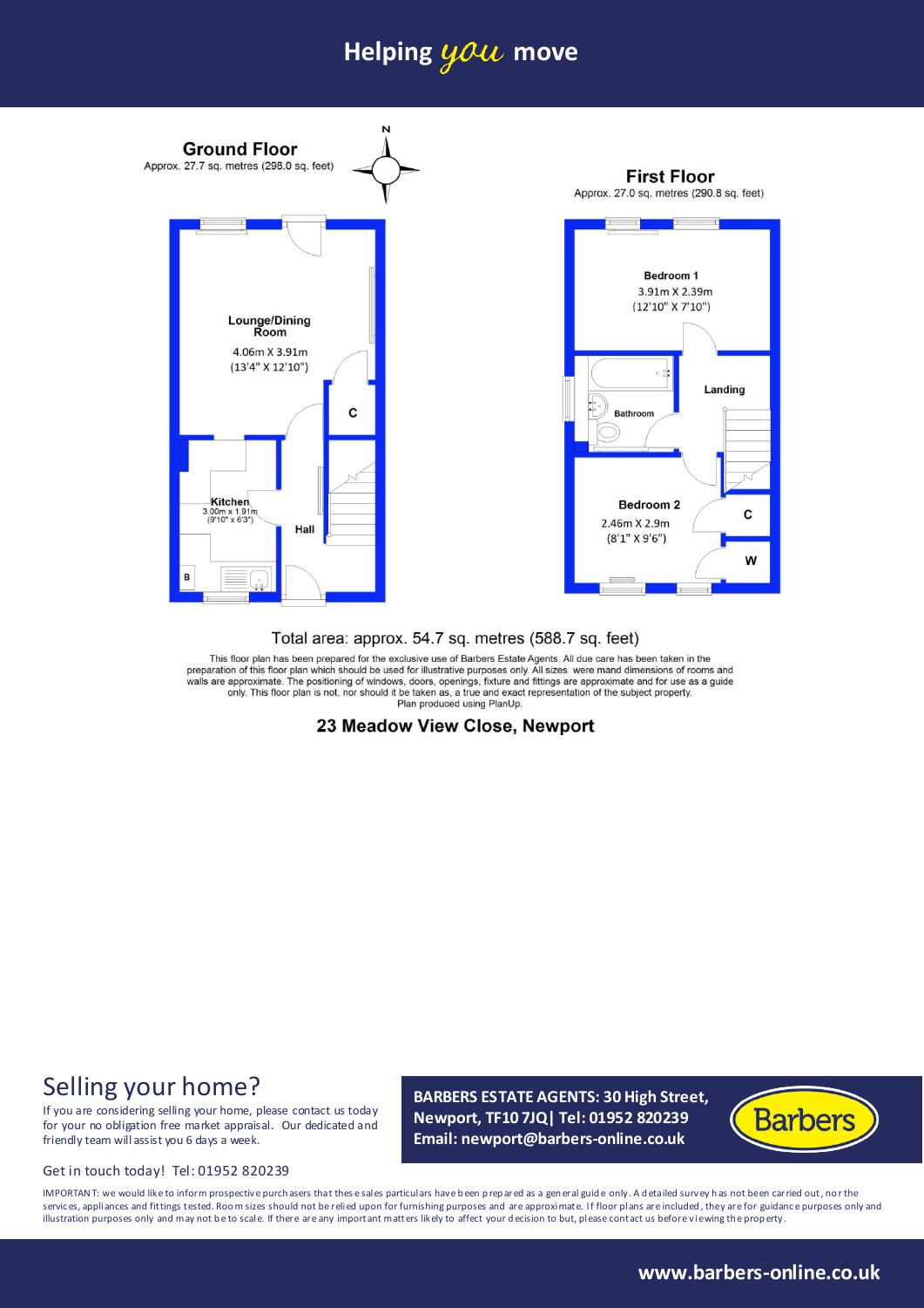# Helping *you* move

## Ground Floor

Approx. 27.7 sq. metres (298.0 sq. feet)

N

Lounge/Dining Room
4.06m X 3.91m
(13'4" X 12'10")

C

Kitchen
3.00m x 1.91m
(9'10" x 6'3")

Hall

B

## First Floor

Approx. 27.0 sq. metres (290.8 sq. feet)

Bedroom 1
3.91m X 2.39m
(12'10" X 7'10")

Landing

Bathroom

Bedroom 2
2.46m X 2.9m
(8'1" X 9'6")

C

W

Total area: approx. 54.7 sq. metres (588.7 sq. feet)

This floor plan has been prepared for the exclusive use of Barbers Estate Agents. All due care has been taken in the preparation of this floor plan which should be used for illustrative purposes only. All sizes were mand dimensions of rooms and walls are approximate. The positioning of windows, doors, openings, fixture and fittings are approximate and for use as a guide only. This floor plan is not, nor should it be taken as, a true and exact representation of the subject property.
Plan produced using PlanUp.

**23 Meadow View Close, Newport**

## Selling your home?

If you are considering selling your home, please contact us today for your no obligation free market appraisal. Our dedicated and friendly team will assist you 6 days a week.

Get in touch today! Tel: 01952 820239

**BARBERS ESTATE AGENTS: 30 High Street, Newport, TF10 7JQ| Tel: 01952 820239**
**Email: newport@barbers-online.co.uk**

Barbers

IMPORTANT: we would like to inform prospective purchasers that these sales particulars have been prepared as a general guide only. A detailed survey has not been carried out, nor the services, appliances and fittings tested. Room sizes should not be relied upon for furnishing purposes and are approximate. If floor plans are included, they are for guidance purposes only and illustration purposes only and may not be to scale. If there are any important matters likely to affect your decision to but, please contact us before viewing the property.

**www.barbers-online.co.uk**